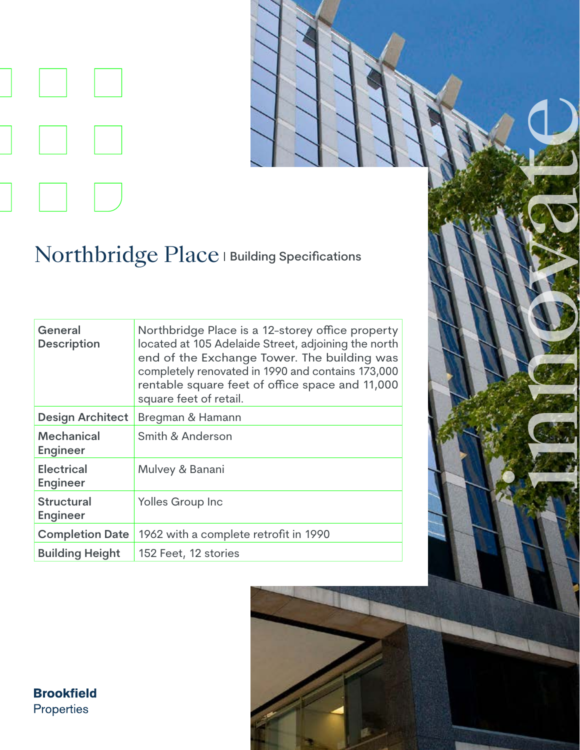# Northbridge Place | Building Specifications

| | |
|---|---|
| **General Description** | Northbridge Place is a 12-storey office property located at 105 Adelaide Street, adjoining the north end of the Exchange Tower. The building was completely renovated in 1990 and contains 173,000 rentable square feet of office space and 11,000 square feet of retail. |
| **Design Architect** | Bregman & Hamann |
| **Mechanical Engineer** | Smith & Anderson |
| **Electrical Engineer** | Mulvey & Banani |
| **Structural Engineer** | Yolles Group Inc |
| **Completion Date** | 1962 with a complete retrofit in 1990 |
| **Building Height** | 152 Feet, 12 stories |

innovate

**Brookfield**
Properties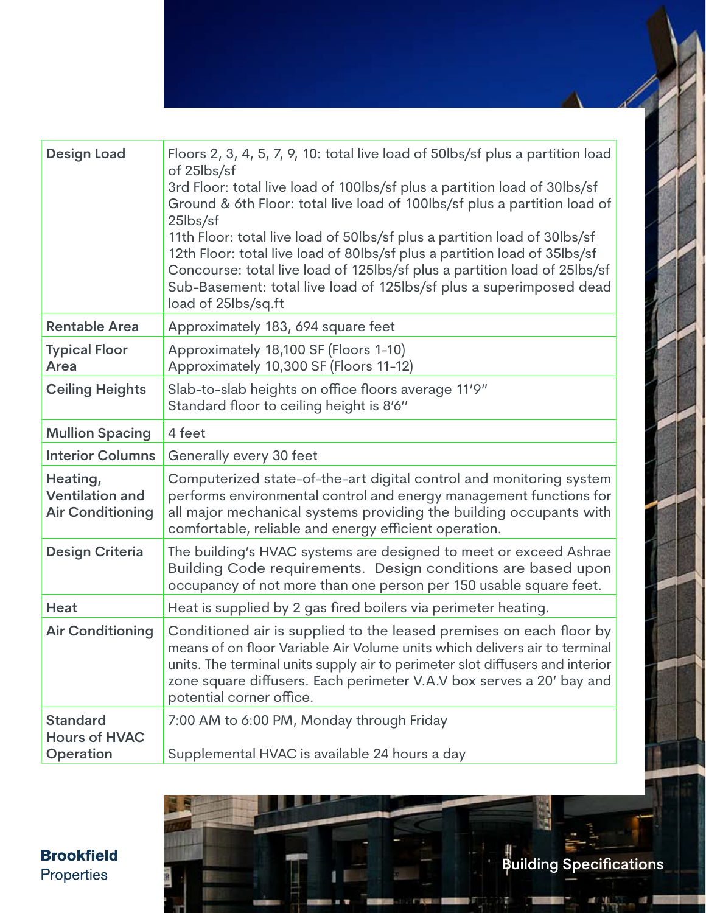# Building Specifications

| Design Load | Floors 2, 3, 4, 5, 7, 9, 10: total live load of 50lbs/sf plus a partition load of 25lbs/sf<br>3rd Floor: total live load of 100lbs/sf plus a partition load of 30lbs/sf<br>Ground & 6th Floor: total live load of 100lbs/sf plus a partition load of 25lbs/sf<br>11th Floor: total live load of 50lbs/sf plus a partition load of 30lbs/sf<br>12th Floor: total live load of 80lbs/sf plus a partition load of 35lbs/sf<br>Concourse: total live load of 125lbs/sf plus a partition load of 25lbs/sf<br>Sub-Basement: total live load of 125lbs/sf plus a superimposed dead load of 25lbs/sq.ft |
|---|---|
| Rentable Area | Approximately 183, 694 square feet |
| Typical Floor Area | Approximately 18,100 SF (Floors 1-10)<br>Approximately 10,300 SF (Floors 11-12) |
| Ceiling Heights | Slab-to-slab heights on office floors average 11′9″<br>Standard floor to ceiling height is 8′6″ |
| Mullion Spacing | 4 feet |
| Interior Columns | Generally every 30 feet |
| Heating, Ventilation and Air Conditioning | Computerized state-of-the-art digital control and monitoring system performs environmental control and energy management functions for all major mechanical systems providing the building occupants with comfortable, reliable and energy efficient operation. |
| Design Criteria | The building's HVAC systems are designed to meet or exceed Ashrae Building Code requirements. Design conditions are based upon occupancy of not more than one person per 150 usable square feet. |
| Heat | Heat is supplied by 2 gas fired boilers via perimeter heating. |
| Air Conditioning | Conditioned air is supplied to the leased premises on each floor by means of on floor Variable Air Volume units which delivers air to terminal units. The terminal units supply air to perimeter slot diffusers and interior zone square diffusers. Each perimeter V.A.V box serves a 20′ bay and potential corner office. |
| Standard Hours of HVAC Operation | 7:00 AM to 6:00 PM, Monday through Friday<br><br>Supplemental HVAC is available 24 hours a day |

**Brookfield** Properties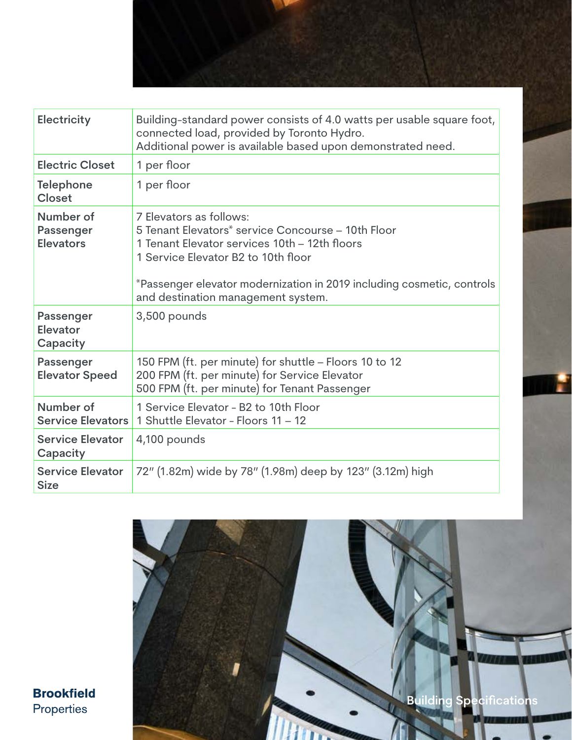| | |
|---|---|
| **Electricity** | Building-standard power consists of 4.0 watts per usable square foot, connected load, provided by Toronto Hydro.<br>Additional power is available based upon demonstrated need. |
| **Electric Closet** | 1 per floor |
| **Telephone Closet** | 1 per floor |
| **Number of Passenger Elevators** | 7 Elevators as follows:<br>5 Tenant Elevators* service Concourse – 10th Floor<br>1 Tenant Elevator services 10th – 12th floors<br>1 Service Elevator B2 to 10th floor<br><br>*Passenger elevator modernization in 2019 including cosmetic, controls and destination management system. |
| **Passenger Elevator Capacity** | 3,500 pounds |
| **Passenger Elevator Speed** | 150 FPM (ft. per minute) for shuttle – Floors 10 to 12<br>200 FPM (ft. per minute) for Service Elevator<br>500 FPM (ft. per minute) for Tenant Passenger |
| **Number of Service Elevators** | 1 Service Elevator - B2 to 10th Floor<br>1 Shuttle Elevator - Floors 11 – 12 |
| **Service Elevator Capacity** | 4,100 pounds |
| **Service Elevator Size** | 72″ (1.82m) wide by 78″ (1.98m) deep by 123″ (3.12m) high |

**Brookfield** Properties

Building Specifications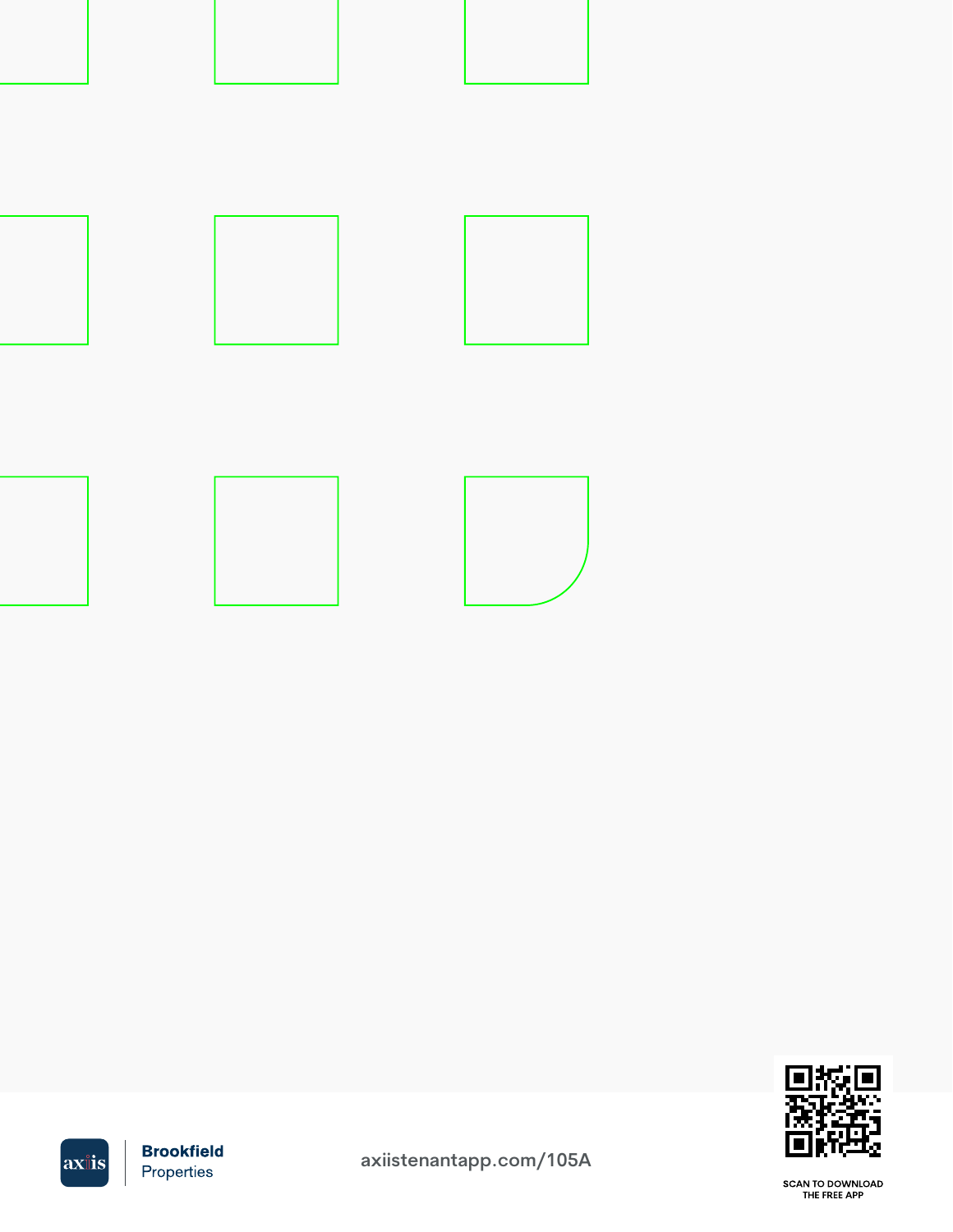axiis | Brookfield Properties

axiistenantapp.com/105A

SCAN TO DOWNLOAD THE FREE APP